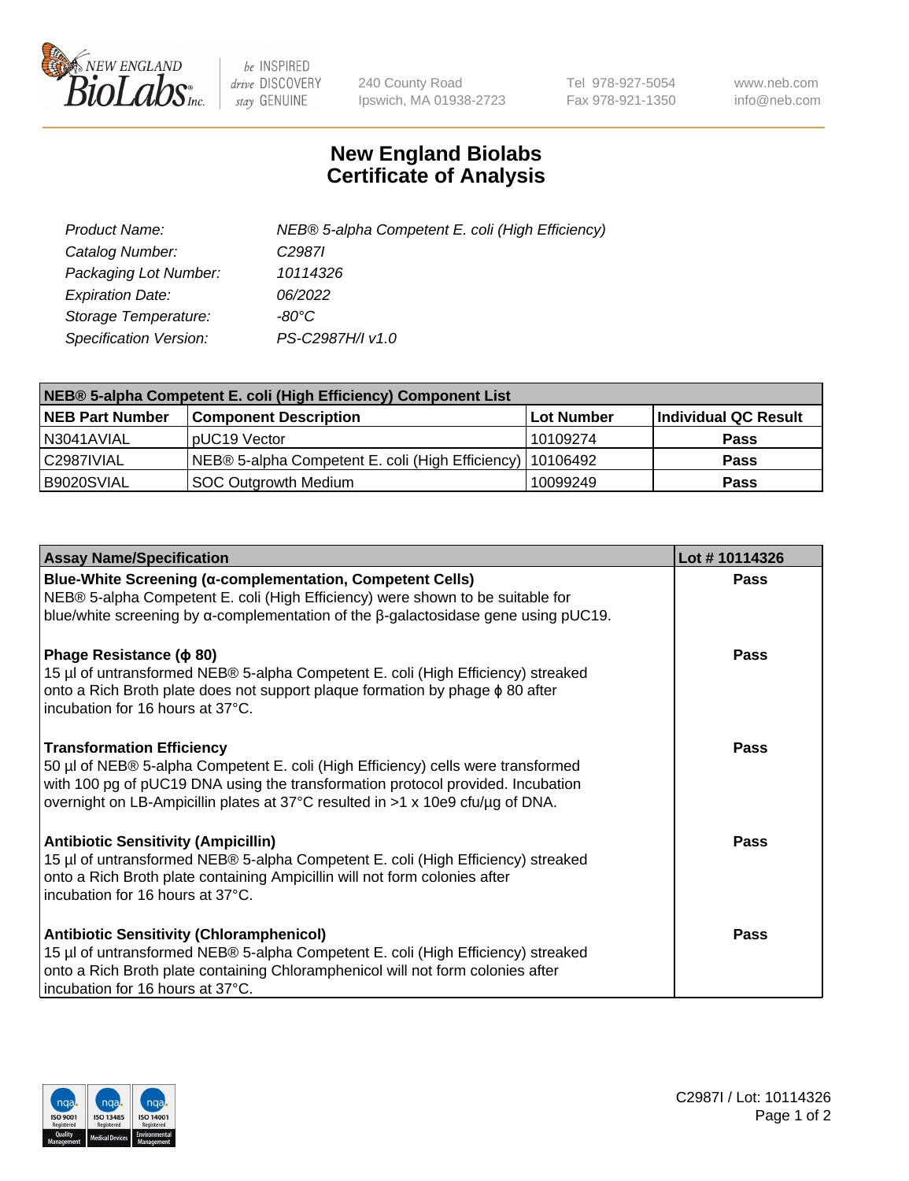240 County Road
Ipswich, MA 01938-2723

Tel 978-927-5054
Fax 978-921-1350

www.neb.com
info@neb.com

# New England Biolabs
# Certificate of Analysis

| | |
|---|---|
| *Product Name:* | *NEB® 5-alpha Competent E. coli (High Efficiency)* |
| *Catalog Number:* | *C2987I* |
| *Packaging Lot Number:* | *10114326* |
| *Expiration Date:* | *06/2022* |
| *Storage Temperature:* | *-80°C* |
| *Specification Version:* | *PS-C2987H/I v1.0* |

| **NEB® 5-alpha Competent E. coli (High Efficiency) Component List** | | | |
|---|---|---|---|
| **NEB Part Number** | **Component Description** | **Lot Number** | **Individual QC Result** |
| N3041AVIAL | pUC19 Vector | 10109274 | **Pass** |
| C2987IVIAL | NEB® 5-alpha Competent E. coli (High Efficiency) | 10106492 | **Pass** |
| B9020SVIAL | SOC Outgrowth Medium | 10099249 | **Pass** |

| **Assay Name/Specification** | **Lot # 10114326** |
|---|---|
| **Blue-White Screening (α-complementation, Competent Cells)**<br>NEB® 5-alpha Competent E. coli (High Efficiency) were shown to be suitable for blue/white screening by α-complementation of the β-galactosidase gene using pUC19. | **Pass** |
| **Phage Resistance (ϕ 80)**<br>15 µl of untransformed NEB® 5-alpha Competent E. coli (High Efficiency) streaked onto a Rich Broth plate does not support plaque formation by phage ϕ 80 after incubation for 16 hours at 37°C. | **Pass** |
| **Transformation Efficiency**<br>50 µl of NEB® 5-alpha Competent E. coli (High Efficiency) cells were transformed with 100 pg of pUC19 DNA using the transformation protocol provided. Incubation overnight on LB-Ampicillin plates at 37°C resulted in >1 x 10e9 cfu/µg of DNA. | **Pass** |
| **Antibiotic Sensitivity (Ampicillin)**<br>15 µl of untransformed NEB® 5-alpha Competent E. coli (High Efficiency) streaked onto a Rich Broth plate containing Ampicillin will not form colonies after incubation for 16 hours at 37°C. | **Pass** |
| **Antibiotic Sensitivity (Chloramphenicol)**<br>15 µl of untransformed NEB® 5-alpha Competent E. coli (High Efficiency) streaked onto a Rich Broth plate containing Chloramphenicol will not form colonies after incubation for 16 hours at 37°C. | **Pass** |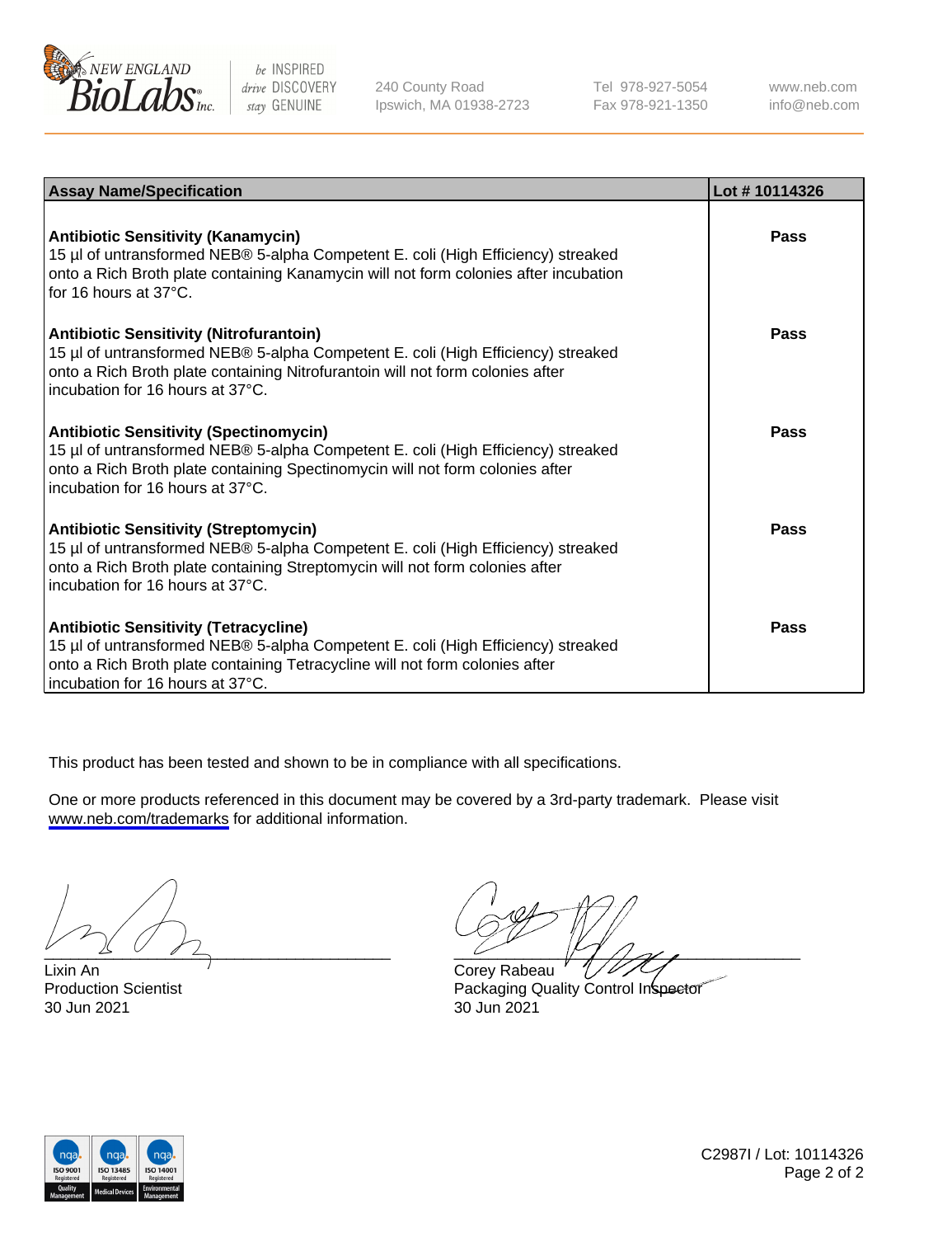| Assay Name/Specification | Lot # 10114326 |
| --- | --- |
| **Antibiotic Sensitivity (Kanamycin)**<br>15 µl of untransformed NEB® 5-alpha Competent E. coli (High Efficiency) streaked onto a Rich Broth plate containing Kanamycin will not form colonies after incubation for 16 hours at 37°C. | **Pass** |
| **Antibiotic Sensitivity (Nitrofurantoin)**<br>15 µl of untransformed NEB® 5-alpha Competent E. coli (High Efficiency) streaked onto a Rich Broth plate containing Nitrofurantoin will not form colonies after incubation for 16 hours at 37°C. | **Pass** |
| **Antibiotic Sensitivity (Spectinomycin)**<br>15 µl of untransformed NEB® 5-alpha Competent E. coli (High Efficiency) streaked onto a Rich Broth plate containing Spectinomycin will not form colonies after incubation for 16 hours at 37°C. | **Pass** |
| **Antibiotic Sensitivity (Streptomycin)**<br>15 µl of untransformed NEB® 5-alpha Competent E. coli (High Efficiency) streaked onto a Rich Broth plate containing Streptomycin will not form colonies after incubation for 16 hours at 37°C. | **Pass** |
| **Antibiotic Sensitivity (Tetracycline)**<br>15 µl of untransformed NEB® 5-alpha Competent E. coli (High Efficiency) streaked onto a Rich Broth plate containing Tetracycline will not form colonies after incubation for 16 hours at 37°C. | **Pass** |

This product has been tested and shown to be in compliance with all specifications.

One or more products referenced in this document may be covered by a 3rd-party trademark. Please visit www.neb.com/trademarks for additional information.

Lixin An
Production Scientist
30 Jun 2021

Corey Rabeau
Packaging Quality Control Inspector
30 Jun 2021

C2987I / Lot: 10114326